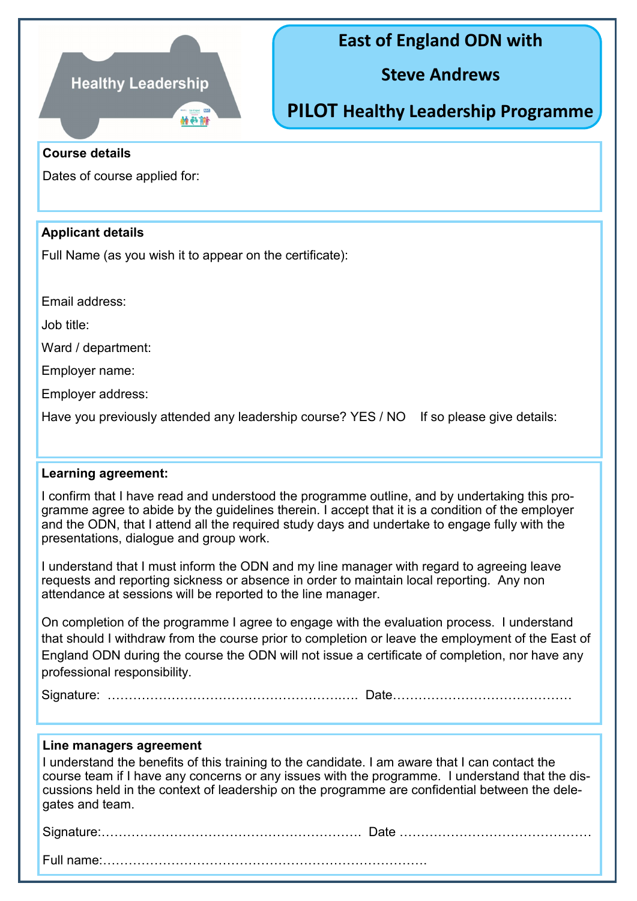Healthy Leadership

# East of England ODN with

# Steve Andrews

# PILOT Healthy Leadership Programme

**Course details**

Dates of course applied for:

**Applicant details**

Full Name (as you wish it to appear on the certificate):

Email address:

Job title:

Ward / department:

Employer name:

Employer address:

Have you previously attended any leadership course? YES / NO    If so please give details:

**Learning agreement:**

I confirm that I have read and understood the programme outline, and by undertaking this programme agree to abide by the guidelines therein. I accept that it is a condition of the employer and the ODN, that I attend all the required study days and undertake to engage fully with the presentations, dialogue and group work.

I understand that I must inform the ODN and my line manager with regard to agreeing leave requests and reporting sickness or absence in order to maintain local reporting. Any non attendance at sessions will be reported to the line manager.

On completion of the programme I agree to engage with the evaluation process. I understand that should I withdraw from the course prior to completion or leave the employment of the East of England ODN during the course the ODN will not issue a certificate of completion, nor have any professional responsibility.

Signature: …………………………………………….….. Date……………………………………

**Line managers agreement**

I understand the benefits of this training to the candidate. I am aware that I can contact the course team if I have any concerns or any issues with the programme. I understand that the discussions held in the context of leadership on the programme are confidential between the delegates and team.

Signature:…………………………………………………. Date ………………………………………

Full name:………………………………………………………………….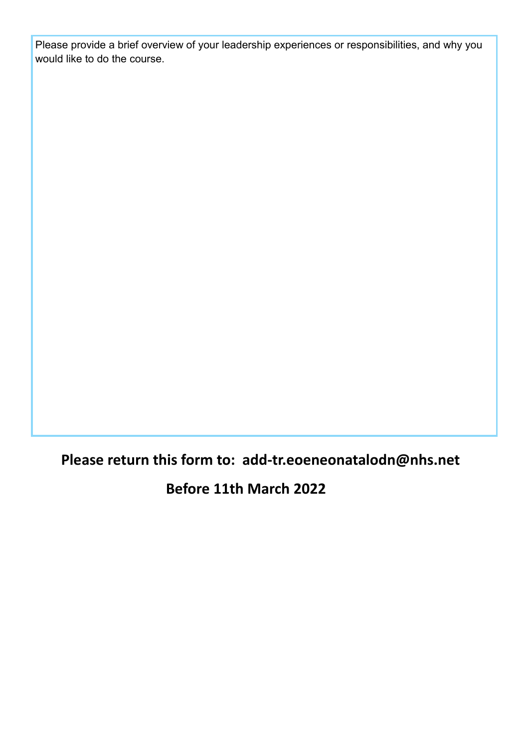Please provide a brief overview of your leadership experiences or responsibilities, and why you would like to do the course.

**Please return this form to: add-tr.eoeneonatalodn@nhs.net**

**Before 11th March 2022**